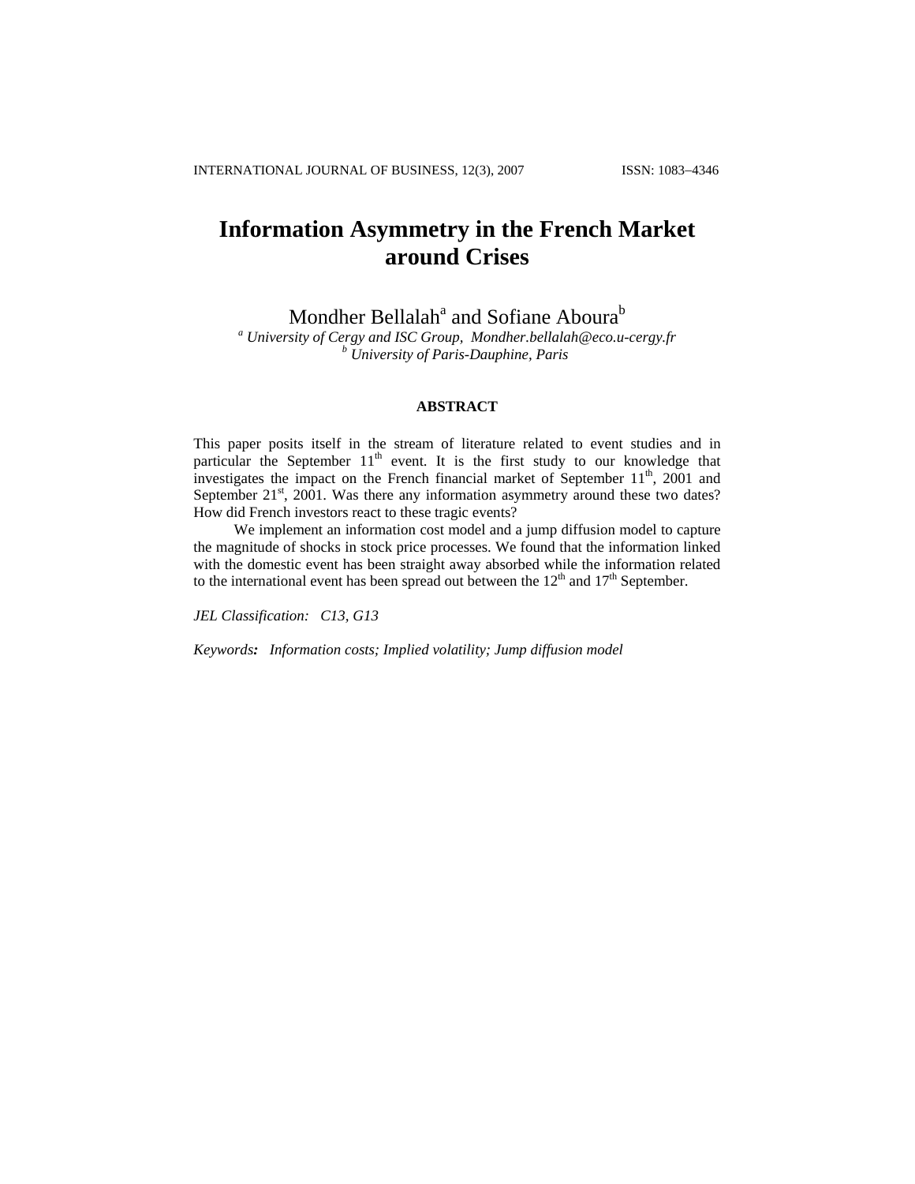# Information Asymmetry in the French Market around Crises

Mondher Bellalah[a] and Sofiane Aboura[b]

[a] *University of Cergy and ISC Group, Mondher.bellalah@eco.u-cergy.fr*
[b] *University of Paris-Dauphine, Paris*

## ABSTRACT

This paper posits itself in the stream of literature related to event studies and in particular the September 11th event. It is the first study to our knowledge that investigates the impact on the French financial market of September 11th, 2001 and September 21st, 2001. Was there any information asymmetry around these two dates? How did French investors react to these tragic events?

We implement an information cost model and a jump diffusion model to capture the magnitude of shocks in stock price processes. We found that the information linked with the domestic event has been straight away absorbed while the information related to the international event has been spread out between the 12th and 17th September.

*JEL Classification: C13, G13*

*Keywords: Information costs; Implied volatility; Jump diffusion model*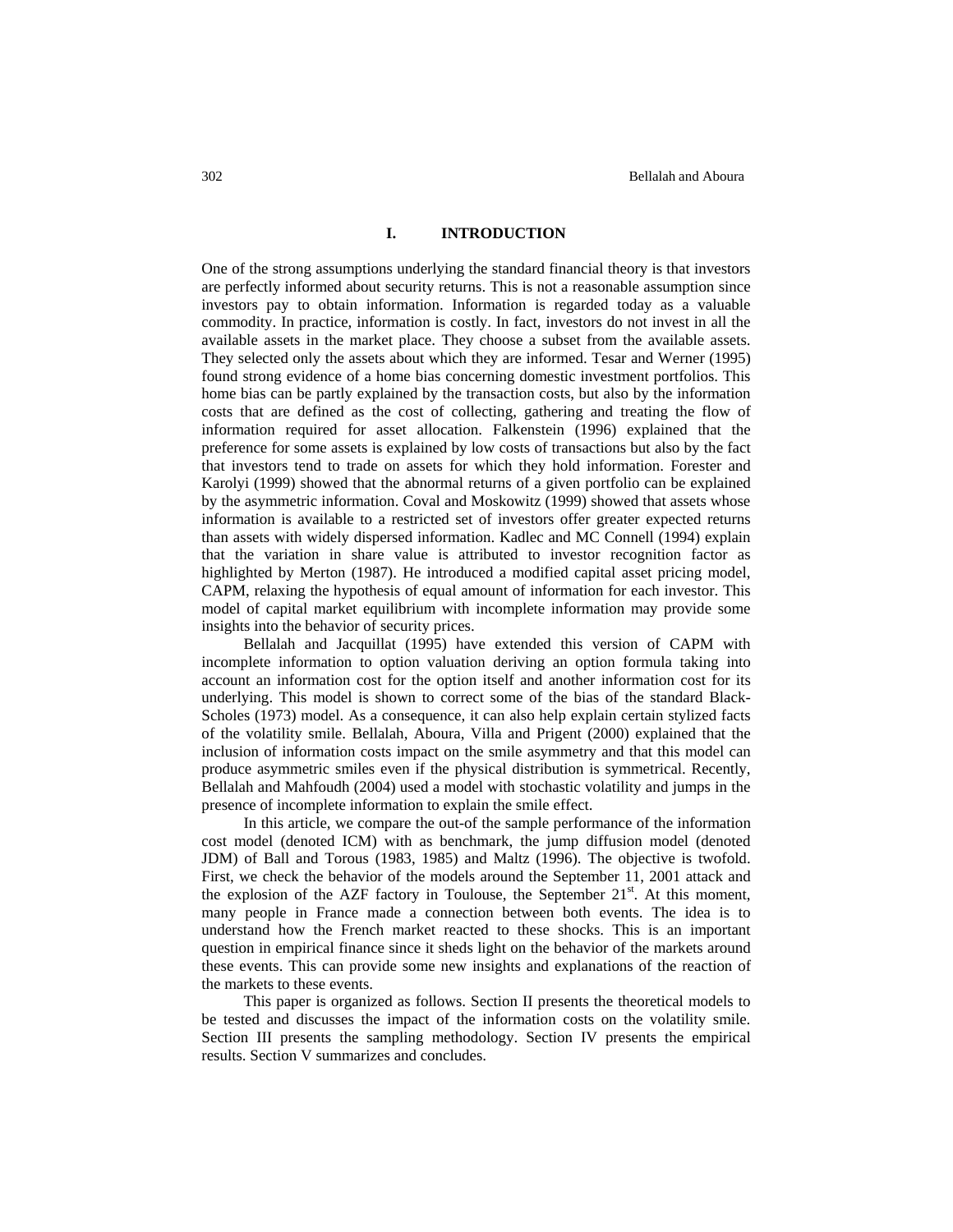## I. INTRODUCTION

One of the strong assumptions underlying the standard financial theory is that investors are perfectly informed about security returns. This is not a reasonable assumption since investors pay to obtain information. Information is regarded today as a valuable commodity. In practice, information is costly. In fact, investors do not invest in all the available assets in the market place. They choose a subset from the available assets. They selected only the assets about which they are informed. Tesar and Werner (1995) found strong evidence of a home bias concerning domestic investment portfolios. This home bias can be partly explained by the transaction costs, but also by the information costs that are defined as the cost of collecting, gathering and treating the flow of information required for asset allocation. Falkenstein (1996) explained that the preference for some assets is explained by low costs of transactions but also by the fact that investors tend to trade on assets for which they hold information. Forester and Karolyi (1999) showed that the abnormal returns of a given portfolio can be explained by the asymmetric information. Coval and Moskowitz (1999) showed that assets whose information is available to a restricted set of investors offer greater expected returns than assets with widely dispersed information. Kadlec and MC Connell (1994) explain that the variation in share value is attributed to investor recognition factor as highlighted by Merton (1987). He introduced a modified capital asset pricing model, CAPM, relaxing the hypothesis of equal amount of information for each investor. This model of capital market equilibrium with incomplete information may provide some insights into the behavior of security prices.

Bellalah and Jacquillat (1995) have extended this version of CAPM with incomplete information to option valuation deriving an option formula taking into account an information cost for the option itself and another information cost for its underlying. This model is shown to correct some of the bias of the standard Black-Scholes (1973) model. As a consequence, it can also help explain certain stylized facts of the volatility smile. Bellalah, Aboura, Villa and Prigent (2000) explained that the inclusion of information costs impact on the smile asymmetry and that this model can produce asymmetric smiles even if the physical distribution is symmetrical. Recently, Bellalah and Mahfoudh (2004) used a model with stochastic volatility and jumps in the presence of incomplete information to explain the smile effect.

In this article, we compare the out-of the sample performance of the information cost model (denoted ICM) with as benchmark, the jump diffusion model (denoted JDM) of Ball and Torous (1983, 1985) and Maltz (1996). The objective is twofold. First, we check the behavior of the models around the September 11, 2001 attack and the explosion of the AZF factory in Toulouse, the September 21st. At this moment, many people in France made a connection between both events. The idea is to understand how the French market reacted to these shocks. This is an important question in empirical finance since it sheds light on the behavior of the markets around these events. This can provide some new insights and explanations of the reaction of the markets to these events.

This paper is organized as follows. Section II presents the theoretical models to be tested and discusses the impact of the information costs on the volatility smile. Section III presents the sampling methodology. Section IV presents the empirical results. Section V summarizes and concludes.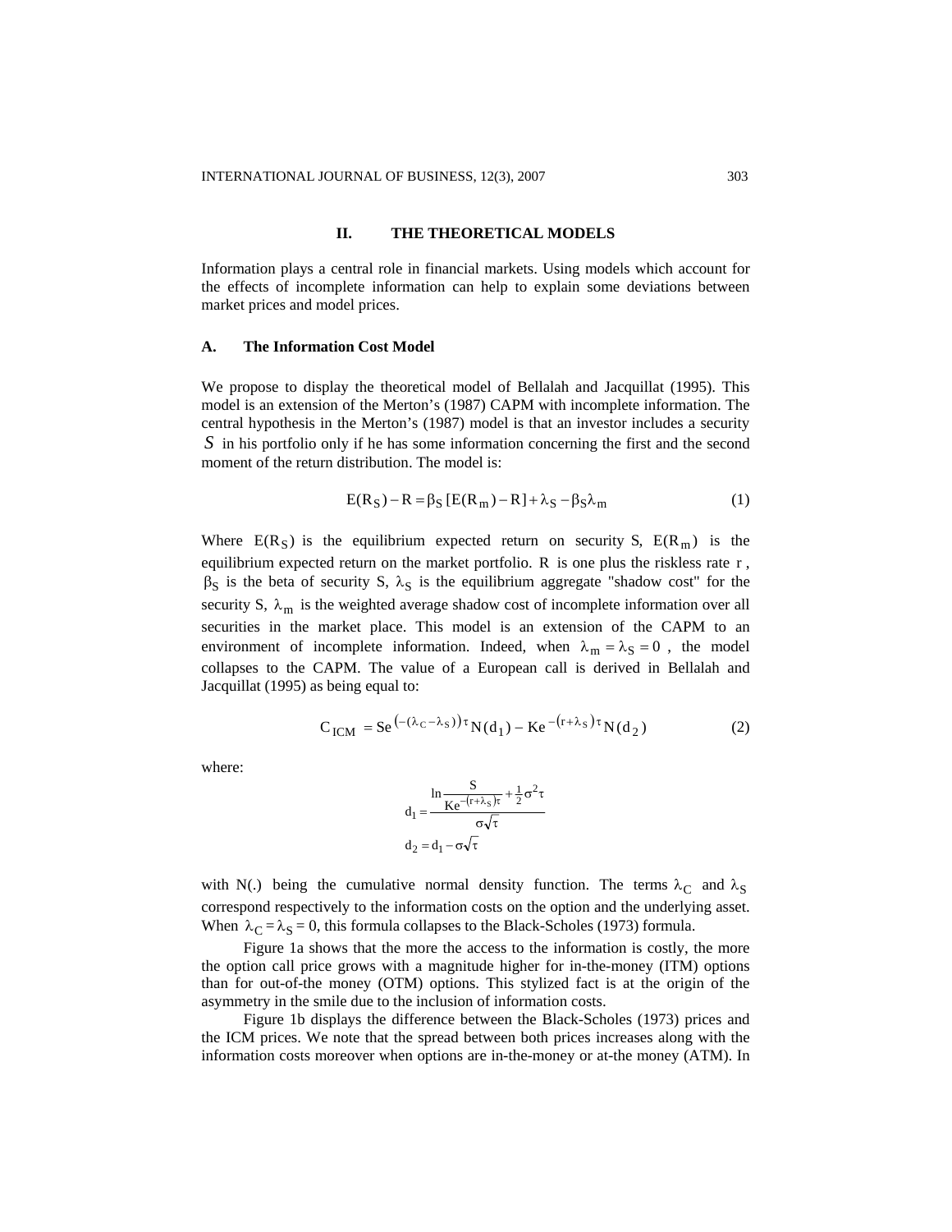## II. THE THEORETICAL MODELS

Information plays a central role in financial markets. Using models which account for the effects of incomplete information can help to explain some deviations between market prices and model prices.

### A. The Information Cost Model

We propose to display the theoretical model of Bellalah and Jacquillat (1995). This model is an extension of the Merton's (1987) CAPM with incomplete information. The central hypothesis in the Merton's (1987) model is that an investor includes a security $S$ in his portfolio only if he has some information concerning the first and the second moment of the return distribution. The model is:

$$E(R_S) - R = \beta_S [E(R_m) - R] + \lambda_S - \beta_S \lambda_m \tag{1}$$

Where $E(R_S)$ is the equilibrium expected return on security S, $E(R_m)$ is the equilibrium expected return on the market portfolio. $R$ is one plus the riskless rate $r$, $\beta_S$ is the beta of security S, $\lambda_S$ is the equilibrium aggregate "shadow cost" for the security S, $\lambda_m$ is the weighted average shadow cost of incomplete information over all securities in the market place. This model is an extension of the CAPM to an environment of incomplete information. Indeed, when $\lambda_m = \lambda_S = 0$, the model collapses to the CAPM. The value of a European call is derived in Bellalah and Jacquillat (1995) as being equal to:

$$C_{ICM} = S e^{\left(-(\lambda_C - \lambda_S)\right)\tau} N(d_1) - K e^{-\left(r+\lambda_S\right)\tau} N(d_2) \tag{2}$$

where:

$$d_1 = \frac{\ln \frac{S}{K e^{-\left(r+\lambda_S\right)\tau}} + \frac{1}{2}\sigma^2 \tau}{\sigma\sqrt{\tau}}$$

$$d_2 = d_1 - \sigma\sqrt{\tau}$$

with N(.) being the cumulative normal density function. The terms $\lambda_C$ and $\lambda_S$ correspond respectively to the information costs on the option and the underlying asset. When $\lambda_C = \lambda_S = 0$, this formula collapses to the Black-Scholes (1973) formula.

Figure 1a shows that the more the access to the information is costly, the more the option call price grows with a magnitude higher for in-the-money (ITM) options than for out-of-the money (OTM) options. This stylized fact is at the origin of the asymmetry in the smile due to the inclusion of information costs.

Figure 1b displays the difference between the Black-Scholes (1973) prices and the ICM prices. We note that the spread between both prices increases along with the information costs moreover when options are in-the-money or at-the money (ATM). In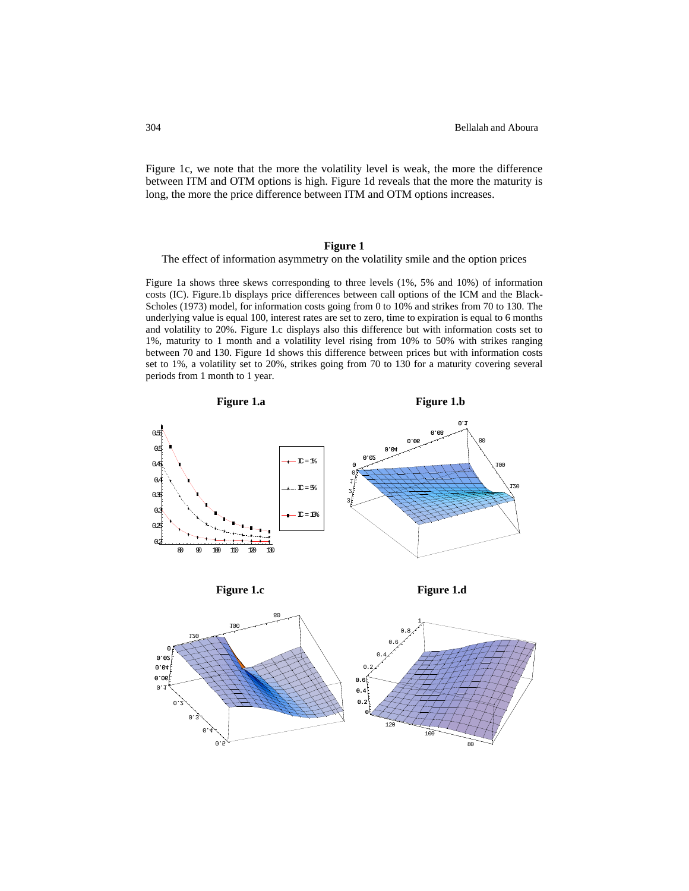Figure 1c, we note that the more the volatility level is weak, the more the difference between ITM and OTM options is high. Figure 1d reveals that the more the maturity is long, the more the price difference between ITM and OTM options increases.

**Figure 1**

The effect of information asymmetry on the volatility smile and the option prices

Figure 1a shows three skews corresponding to three levels (1%, 5% and 10%) of information costs (IC). Figure.1b displays price differences between call options of the ICM and the Black-Scholes (1973) model, for information costs going from 0 to 10% and strikes from 70 to 130. The underlying value is equal 100, interest rates are set to zero, time to expiration is equal to 6 months and volatility to 20%. Figure 1.c displays also this difference but with information costs set to 1%, maturity to 1 month and a volatility level rising from 10% to 50% with strikes ranging between 70 and 130. Figure 1d shows this difference between prices but with information costs set to 1%, a volatility set to 20%, strikes going from 70 to 130 for a maturity covering several periods from 1 month to 1 year.

**Figure 1.a**

**Figure 1.b**

**Figure 1.c**

**Figure 1.d**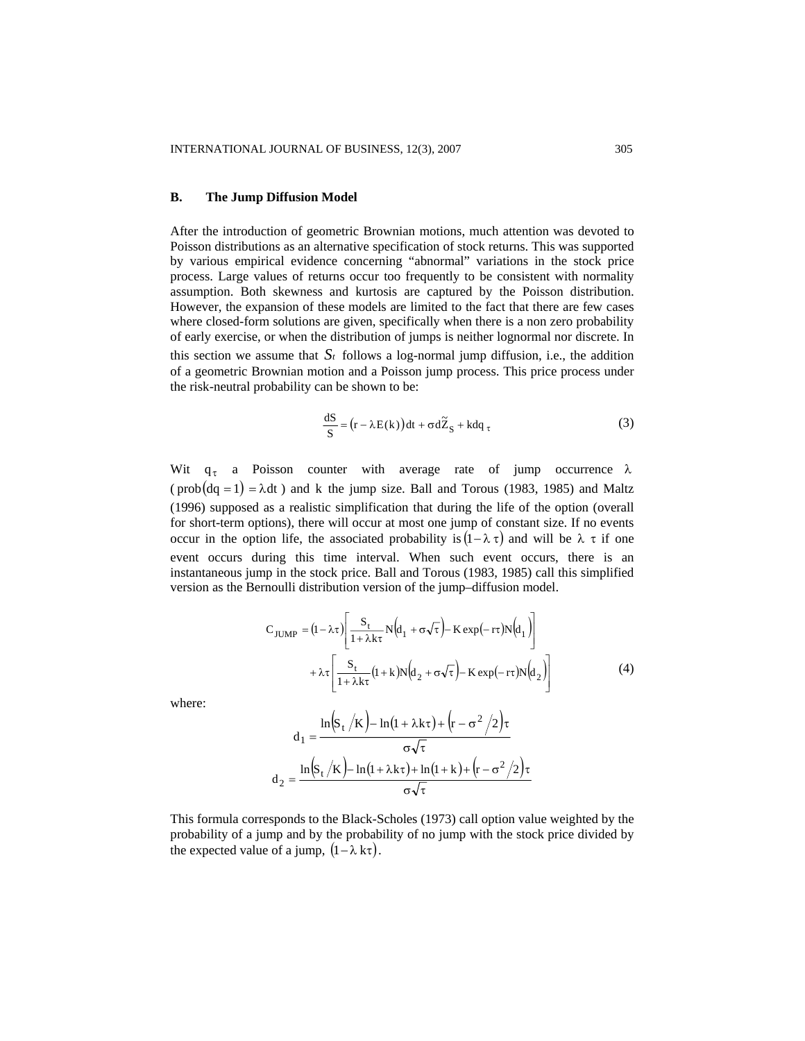### B. The Jump Diffusion Model

After the introduction of geometric Brownian motions, much attention was devoted to Poisson distributions as an alternative specification of stock returns. This was supported by various empirical evidence concerning "abnormal" variations in the stock price process. Large values of returns occur too frequently to be consistent with normality assumption. Both skewness and kurtosis are captured by the Poisson distribution. However, the expansion of these models are limited to the fact that there are few cases where closed-form solutions are given, specifically when there is a non zero probability of early exercise, or when the distribution of jumps is neither lognormal nor discrete. In this section we assume that $S_t$ follows a log-normal jump diffusion, i.e., the addition of a geometric Brownian motion and a Poisson jump process. This price process under the risk-neutral probability can be shown to be:

$$\frac{dS}{S} = \left(r - \lambda E(k)\right)dt + \sigma d\tilde{Z}_S + k dq_\tau \tag{3}$$

Wit $q_\tau$ a Poisson counter with average rate of jump occurrence $\lambda$ ( $\text{prob}(dq = 1) = \lambda dt$ ) and k the jump size. Ball and Torous (1983, 1985) and Maltz (1996) supposed as a realistic simplification that during the life of the option (overall for short-term options), there will occur at most one jump of constant size. If no events occur in the option life, the associated probability is $(1 - \lambda\,\tau)$ and will be $\lambda\,\tau$ if one event occurs during this time interval. When such event occurs, there is an instantaneous jump in the stock price. Ball and Torous (1983, 1985) call this simplified version as the Bernoulli distribution version of the jump–diffusion model.

$$\begin{aligned} C_{JUMP} &= (1 - \lambda\tau)\left[\frac{S_t}{1 + \lambda k\tau} N\left(d_1 + \sigma\sqrt{\tau}\right) - K\exp(-r\tau)N\left(d_1\right)\right] \\ &\quad + \lambda\tau\left[\frac{S_t}{1 + \lambda k\tau}(1 + k)N\left(d_2 + \sigma\sqrt{\tau}\right) - K\exp(-r\tau)N\left(d_2\right)\right] \end{aligned} \tag{4}$$

where:

$$d_1 = \frac{\ln\left(S_t / K\right) - \ln(1 + \lambda k\tau) + \left(r - \sigma^2 / 2\right)\tau}{\sigma\sqrt{\tau}}$$

$$d_2 = \frac{\ln\left(S_t / K\right) - \ln(1 + \lambda k\tau) + \ln(1 + k) + \left(r - \sigma^2 / 2\right)\tau}{\sigma\sqrt{\tau}}$$

This formula corresponds to the Black-Scholes (1973) call option value weighted by the probability of a jump and by the probability of no jump with the stock price divided by the expected value of a jump, $(1 - \lambda\,k\tau)$.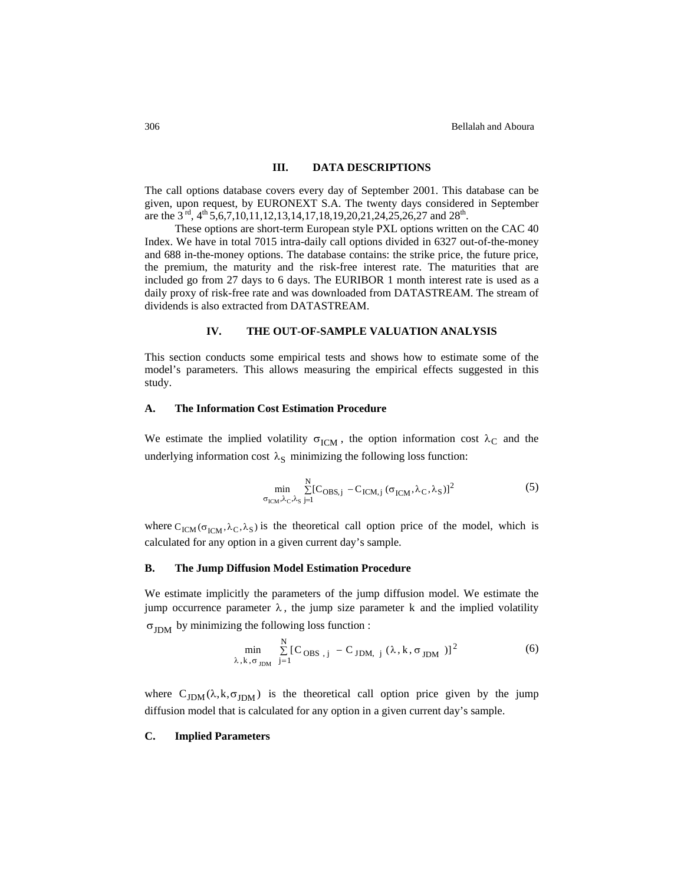## III. DATA DESCRIPTIONS

The call options database covers every day of September 2001. This database can be given, upon request, by EURONEXT S.A. The twenty days considered in September are the 3rd, 4th 5,6,7,10,11,12,13,14,17,18,19,20,21,24,25,26,27 and 28th.

These options are short-term European style PXL options written on the CAC 40 Index. We have in total 7015 intra-daily call options divided in 6327 out-of-the-money and 688 in-the-money options. The database contains: the strike price, the future price, the premium, the maturity and the risk-free interest rate. The maturities that are included go from 27 days to 6 days. The EURIBOR 1 month interest rate is used as a daily proxy of risk-free rate and was downloaded from DATASTREAM. The stream of dividends is also extracted from DATASTREAM.

## IV. THE OUT-OF-SAMPLE VALUATION ANALYSIS

This section conducts some empirical tests and shows how to estimate some of the model's parameters. This allows measuring the empirical effects suggested in this study.

### A. The Information Cost Estimation Procedure

We estimate the implied volatility $\sigma_{ICM}$, the option information cost $\lambda_C$ and the underlying information cost $\lambda_S$ minimizing the following loss function:

$$\min_{\sigma_{ICM},\lambda_C,\lambda_S} \sum_{j=1}^{N} [C_{OBS,j} - C_{ICM,j}(\sigma_{ICM},\lambda_C,\lambda_S)]^2 \tag{5}$$

where $C_{ICM}(\sigma_{ICM},\lambda_C,\lambda_S)$ is the theoretical call option price of the model, which is calculated for any option in a given current day's sample.

### B. The Jump Diffusion Model Estimation Procedure

We estimate implicitly the parameters of the jump diffusion model. We estimate the jump occurrence parameter $\lambda$, the jump size parameter $k$ and the implied volatility $\sigma_{JDM}$ by minimizing the following loss function :

$$\min_{\lambda,k,\sigma_{JDM}} \sum_{j=1}^{N} [C_{OBS,j} - C_{JDM,j}(\lambda,k,\sigma_{JDM})]^2 \tag{6}$$

where $C_{JDM}(\lambda,k,\sigma_{JDM})$ is the theoretical call option price given by the jump diffusion model that is calculated for any option in a given current day's sample.

### C. Implied Parameters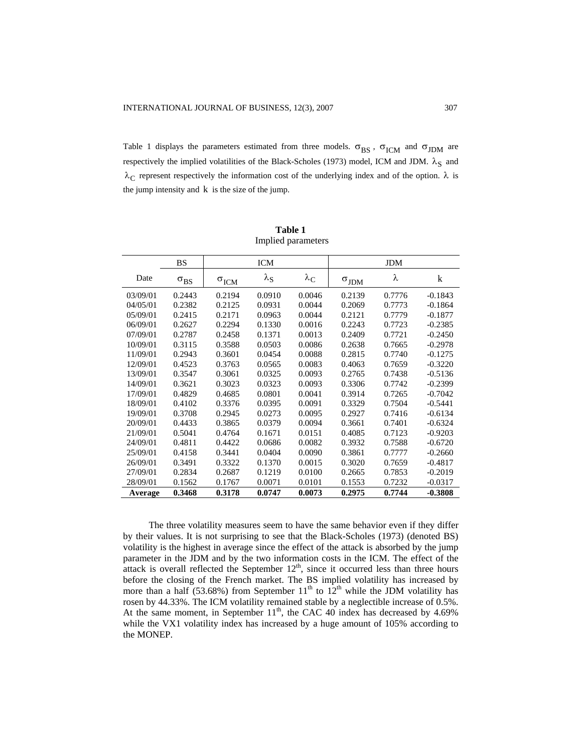Table 1 displays the parameters estimated from three models. $\sigma_{BS}$ , $\sigma_{ICM}$ and $\sigma_{JDM}$ are respectively the implied volatilities of the Black-Scholes (1973) model, ICM and JDM. $\lambda_S$ and $\lambda_C$ represent respectively the information cost of the underlying index and of the option. $\lambda$ is the jump intensity and $k$ is the size of the jump.

**Table 1**
Implied parameters

| | BS | ICM | | | JDM | | |
|---|---|---|---|---|---|---|---|
| Date | $\sigma_{BS}$ | $\sigma_{ICM}$ | $\lambda_S$ | $\lambda_C$ | $\sigma_{JDM}$ | $\lambda$ | k |
| 03/09/01 | 0.2443 | 0.2194 | 0.0910 | 0.0046 | 0.2139 | 0.7776 | -0.1843 |
| 04/05/01 | 0.2382 | 0.2125 | 0.0931 | 0.0044 | 0.2069 | 0.7773 | -0.1864 |
| 05/09/01 | 0.2415 | 0.2171 | 0.0963 | 0.0044 | 0.2121 | 0.7779 | -0.1877 |
| 06/09/01 | 0.2627 | 0.2294 | 0.1330 | 0.0016 | 0.2243 | 0.7723 | -0.2385 |
| 07/09/01 | 0.2787 | 0.2458 | 0.1371 | 0.0013 | 0.2409 | 0.7721 | -0.2450 |
| 10/09/01 | 0.3115 | 0.3588 | 0.0503 | 0.0086 | 0.2638 | 0.7665 | -0.2978 |
| 11/09/01 | 0.2943 | 0.3601 | 0.0454 | 0.0088 | 0.2815 | 0.7740 | -0.1275 |
| 12/09/01 | 0.4523 | 0.3763 | 0.0565 | 0.0083 | 0.4063 | 0.7659 | -0.3220 |
| 13/09/01 | 0.3547 | 0.3061 | 0.0325 | 0.0093 | 0.2765 | 0.7438 | -0.5136 |
| 14/09/01 | 0.3621 | 0.3023 | 0.0323 | 0.0093 | 0.3306 | 0.7742 | -0.2399 |
| 17/09/01 | 0.4829 | 0.4685 | 0.0801 | 0.0041 | 0.3914 | 0.7265 | -0.7042 |
| 18/09/01 | 0.4102 | 0.3376 | 0.0395 | 0.0091 | 0.3329 | 0.7504 | -0.5441 |
| 19/09/01 | 0.3708 | 0.2945 | 0.0273 | 0.0095 | 0.2927 | 0.7416 | -0.6134 |
| 20/09/01 | 0.4433 | 0.3865 | 0.0379 | 0.0094 | 0.3661 | 0.7401 | -0.6324 |
| 21/09/01 | 0.5041 | 0.4764 | 0.1671 | 0.0151 | 0.4085 | 0.7123 | -0.9203 |
| 24/09/01 | 0.4811 | 0.4422 | 0.0686 | 0.0082 | 0.3932 | 0.7588 | -0.6720 |
| 25/09/01 | 0.4158 | 0.3441 | 0.0404 | 0.0090 | 0.3861 | 0.7777 | -0.2660 |
| 26/09/01 | 0.3491 | 0.3322 | 0.1370 | 0.0015 | 0.3020 | 0.7659 | -0.4817 |
| 27/09/01 | 0.2834 | 0.2687 | 0.1219 | 0.0100 | 0.2665 | 0.7853 | -0.2019 |
| 28/09/01 | 0.1562 | 0.1767 | 0.0071 | 0.0101 | 0.1553 | 0.7232 | -0.0317 |
| **Average** | **0.3468** | **0.3178** | **0.0747** | **0.0073** | **0.2975** | **0.7744** | **-0.3808** |

The three volatility measures seem to have the same behavior even if they differ by their values. It is not surprising to see that the Black-Scholes (1973) (denoted BS) volatility is the highest in average since the effect of the attack is absorbed by the jump parameter in the JDM and by the two information costs in the ICM. The effect of the attack is overall reflected the September 12th, since it occurred less than three hours before the closing of the French market. The BS implied volatility has increased by more than a half (53.68%) from September 11th to 12th while the JDM volatility has rosen by 44.33%. The ICM volatility remained stable by a neglectible increase of 0.5%. At the same moment, in September 11th, the CAC 40 index has decreased by 4.69% while the VX1 volatility index has increased by a huge amount of 105% according to the MONEP.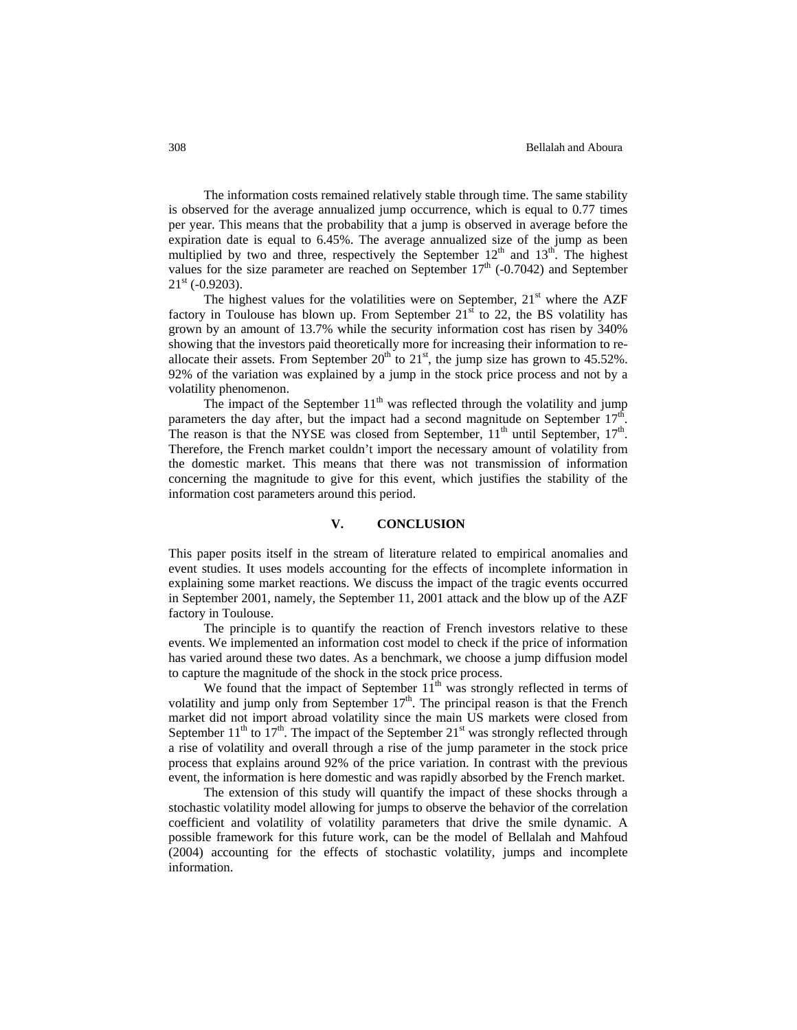The information costs remained relatively stable through time. The same stability is observed for the average annualized jump occurrence, which is equal to 0.77 times per year. This means that the probability that a jump is observed in average before the expiration date is equal to 6.45%. The average annualized size of the jump as been multiplied by two and three, respectively the September 12th and 13th. The highest values for the size parameter are reached on September 17th (-0.7042) and September 21st (-0.9203).

The highest values for the volatilities were on September, 21st where the AZF factory in Toulouse has blown up. From September 21st to 22, the BS volatility has grown by an amount of 13.7% while the security information cost has risen by 340% showing that the investors paid theoretically more for increasing their information to re-allocate their assets. From September 20th to 21st, the jump size has grown to 45.52%. 92% of the variation was explained by a jump in the stock price process and not by a volatility phenomenon.

The impact of the September 11th was reflected through the volatility and jump parameters the day after, but the impact had a second magnitude on September 17th. The reason is that the NYSE was closed from September, 11th until September, 17th. Therefore, the French market couldn't import the necessary amount of volatility from the domestic market. This means that there was not transmission of information concerning the magnitude to give for this event, which justifies the stability of the information cost parameters around this period.

## V. CONCLUSION

This paper posits itself in the stream of literature related to empirical anomalies and event studies. It uses models accounting for the effects of incomplete information in explaining some market reactions. We discuss the impact of the tragic events occurred in September 2001, namely, the September 11, 2001 attack and the blow up of the AZF factory in Toulouse.

The principle is to quantify the reaction of French investors relative to these events. We implemented an information cost model to check if the price of information has varied around these two dates. As a benchmark, we choose a jump diffusion model to capture the magnitude of the shock in the stock price process.

We found that the impact of September 11th was strongly reflected in terms of volatility and jump only from September 17th. The principal reason is that the French market did not import abroad volatility since the main US markets were closed from September 11th to 17th. The impact of the September 21st was strongly reflected through a rise of volatility and overall through a rise of the jump parameter in the stock price process that explains around 92% of the price variation. In contrast with the previous event, the information is here domestic and was rapidly absorbed by the French market.

The extension of this study will quantify the impact of these shocks through a stochastic volatility model allowing for jumps to observe the behavior of the correlation coefficient and volatility of volatility parameters that drive the smile dynamic. A possible framework for this future work, can be the model of Bellalah and Mahfoud (2004) accounting for the effects of stochastic volatility, jumps and incomplete information.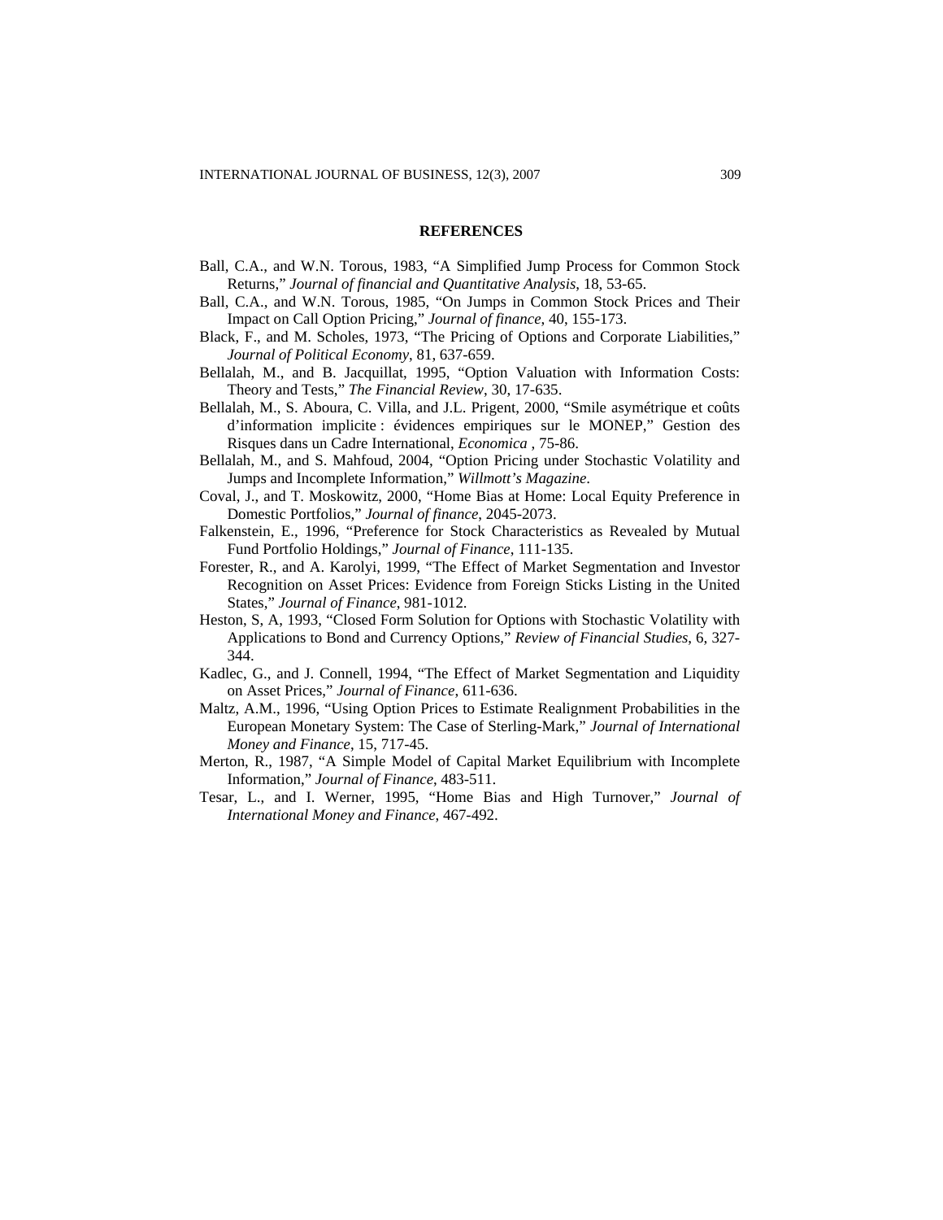## REFERENCES

Ball, C.A., and W.N. Torous, 1983, "A Simplified Jump Process for Common Stock Returns," *Journal of financial and Quantitative Analysis*, 18, 53-65.

Ball, C.A., and W.N. Torous, 1985, "On Jumps in Common Stock Prices and Their Impact on Call Option Pricing," *Journal of finance*, 40, 155-173.

Black, F., and M. Scholes, 1973, "The Pricing of Options and Corporate Liabilities," *Journal of Political Economy*, 81, 637-659.

Bellalah, M., and B. Jacquillat, 1995, "Option Valuation with Information Costs: Theory and Tests," *The Financial Review*, 30, 17-635.

Bellalah, M., S. Aboura, C. Villa, and J.L. Prigent, 2000, "Smile asymétrique et coûts d'information implicite : évidences empiriques sur le MONEP," Gestion des Risques dans un Cadre International, *Economica* , 75-86.

Bellalah, M., and S. Mahfoud, 2004, "Option Pricing under Stochastic Volatility and Jumps and Incomplete Information," *Willmott's Magazine*.

Coval, J., and T. Moskowitz, 2000, "Home Bias at Home: Local Equity Preference in Domestic Portfolios," *Journal of finance*, 2045-2073.

Falkenstein, E., 1996, "Preference for Stock Characteristics as Revealed by Mutual Fund Portfolio Holdings," *Journal of Finance*, 111-135.

Forester, R., and A. Karolyi, 1999, "The Effect of Market Segmentation and Investor Recognition on Asset Prices: Evidence from Foreign Sticks Listing in the United States," *Journal of Finance*, 981-1012.

Heston, S, A, 1993, "Closed Form Solution for Options with Stochastic Volatility with Applications to Bond and Currency Options," *Review of Financial Studies*, 6, 327-344.

Kadlec, G., and J. Connell, 1994, "The Effect of Market Segmentation and Liquidity on Asset Prices," *Journal of Finance*, 611-636.

Maltz, A.M., 1996, "Using Option Prices to Estimate Realignment Probabilities in the European Monetary System: The Case of Sterling-Mark," *Journal of International Money and Finance*, 15, 717-45.

Merton, R., 1987, "A Simple Model of Capital Market Equilibrium with Incomplete Information," *Journal of Finance*, 483-511.

Tesar, L., and I. Werner, 1995, "Home Bias and High Turnover," *Journal of International Money and Finance*, 467-492.